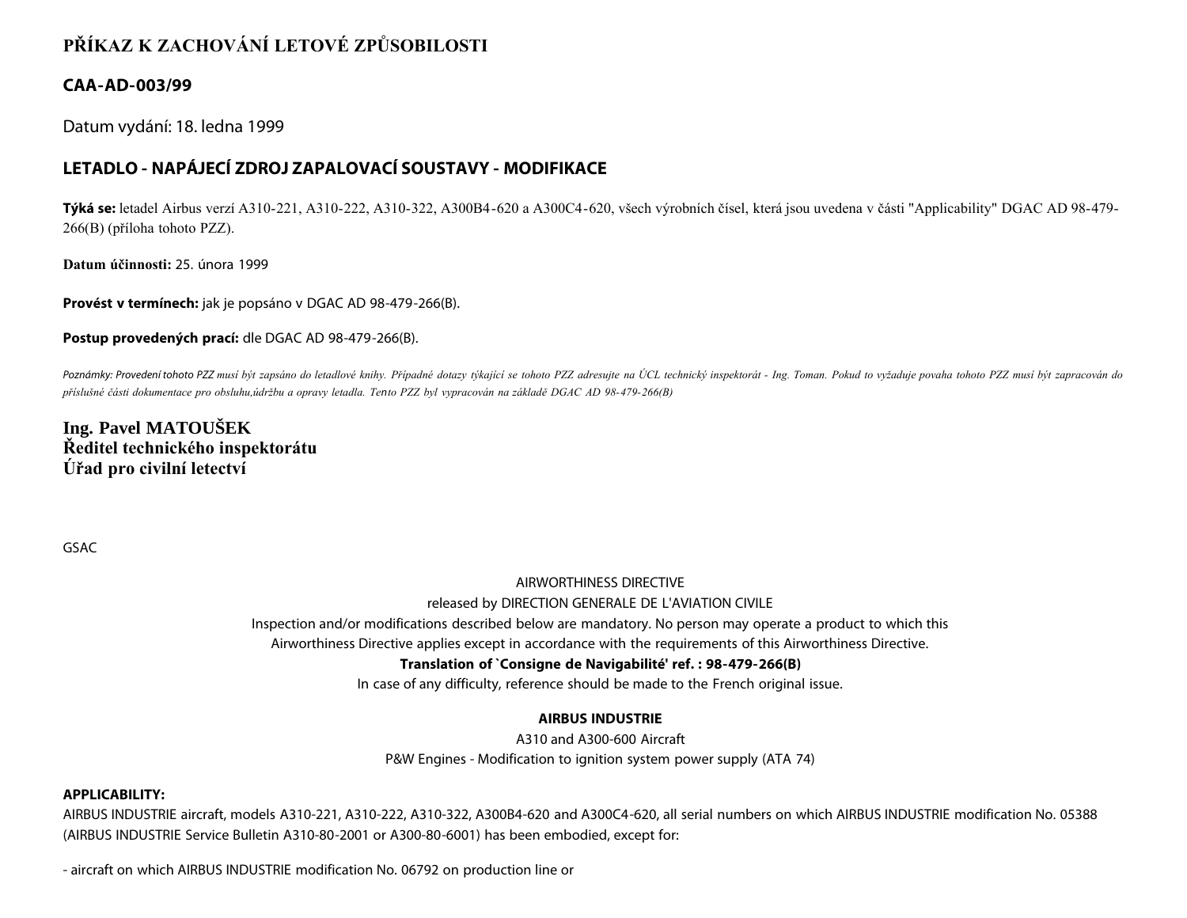# PŘÍKAZ K ZACHOVÁNÍ LETOVÉ ZPŮSOBILOSTI

## CAA-AD-003/99

Datum vydání: 18. ledna 1999

## LETADLO - NAPÁJECÍ ZDROJ ZAPALOVACÍ SOUSTAVY - MODIFIKACE

**Týká se:** letadel Airbus verzí A310-221, A310-222, A310-322, A300B4-620 a A300C4-620, všech výrobních čísel, která jsou uvedena v části "Applicability" DGAC AD 98-479-266(B) (příloha tohoto PZZ).

**Datum účinnosti:** 25. února 1999

**Provést v termínech:** jak je popsáno v DGAC AD 98-479-266(B).

**Postup provedených prací:** dle DGAC AD 98-479-266(B).

*Poznámky: Provedení tohoto PZZ musí být zapsáno do letadlové knihy. Případné dotazy týkající se tohoto PZZ adresujte na ÚCL technický inspektorát - Ing. Toman. Pokud to vyžaduje povaha tohoto PZZ musí být zapracován do příslušné části dokumentace pro obsluhu,údržbu a opravy letadla. Tento PZZ byl vypracován na základě DGAC AD 98-479-266(B)*

**Ing. Pavel MATOUŠEK**
**Ředitel technického inspektorátu**
**Úřad pro civilní letectví**

GSAC

AIRWORTHINESS DIRECTIVE

released by DIRECTION GENERALE DE L'AVIATION CIVILE

Inspection and/or modifications described below are mandatory. No person may operate a product to which this Airworthiness Directive applies except in accordance with the requirements of this Airworthiness Directive.

**Translation of `Consigne de Navigabilité' ref. : 98-479-266(B)**

In case of any difficulty, reference should be made to the French original issue.

**AIRBUS INDUSTRIE**

A310 and A300-600 Aircraft

P&W Engines - Modification to ignition system power supply (ATA 74)

**APPLICABILITY:**

AIRBUS INDUSTRIE aircraft, models A310-221, A310-222, A310-322, A300B4-620 and A300C4-620, all serial numbers on which AIRBUS INDUSTRIE modification No. 05388 (AIRBUS INDUSTRIE Service Bulletin A310-80-2001 or A300-80-6001) has been embodied, except for:

- aircraft on which AIRBUS INDUSTRIE modification No. 06792 on production line or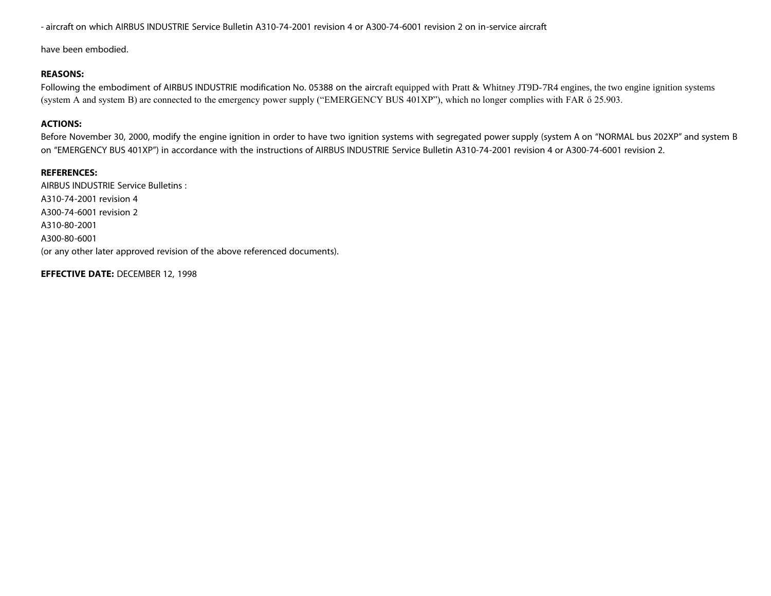- aircraft on which AIRBUS INDUSTRIE Service Bulletin A310-74-2001 revision 4 or A300-74-6001 revision 2 on in-service aircraft

have been embodied.

**REASONS:**

Following the embodiment of AIRBUS INDUSTRIE modification No. 05388 on the aircraft equipped with Pratt & Whitney JT9D-7R4 engines, the two engine ignition systems (system A and system B) are connected to the emergency power supply (“EMERGENCY BUS 401XP”), which no longer complies with FAR ő 25.903.

**ACTIONS:**

Before November 30, 2000, modify the engine ignition in order to have two ignition systems with segregated power supply (system A on “NORMAL bus 202XP” and system B on “EMERGENCY BUS 401XP”) in accordance with the instructions of AIRBUS INDUSTRIE Service Bulletin A310-74-2001 revision 4 or A300-74-6001 revision 2.

**REFERENCES:**

AIRBUS INDUSTRIE Service Bulletins :
A310-74-2001 revision 4
A300-74-6001 revision 2
A310-80-2001
A300-80-6001
(or any other later approved revision of the above referenced documents).

**EFFECTIVE DATE:** DECEMBER 12, 1998